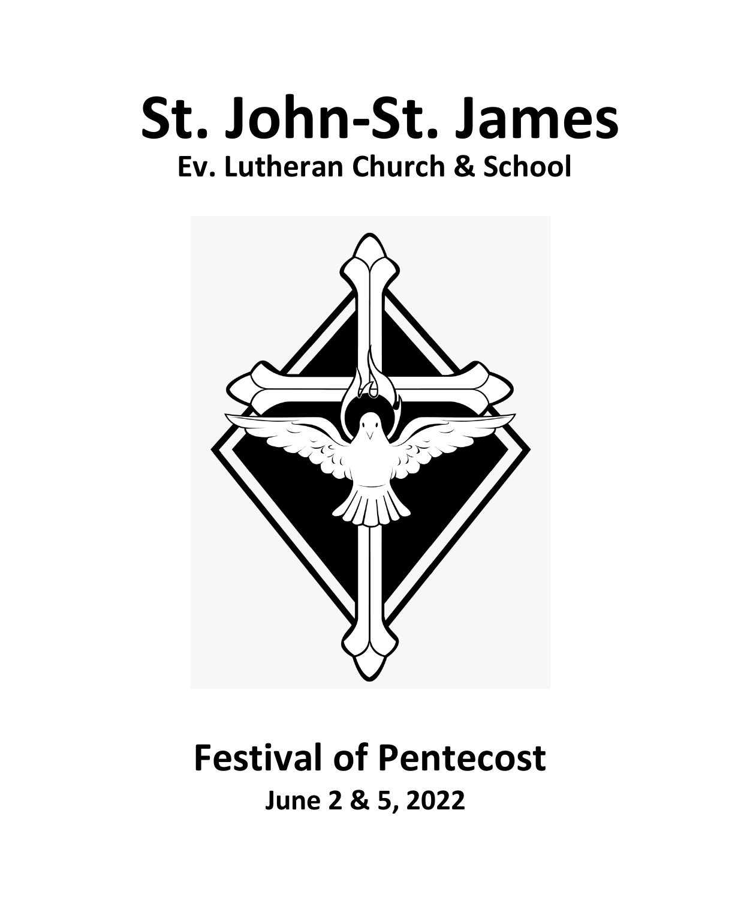# St. John-St. James

## Ev. Lutheran Church & School

# Festival of Pentecost

## June 2 & 5, 2022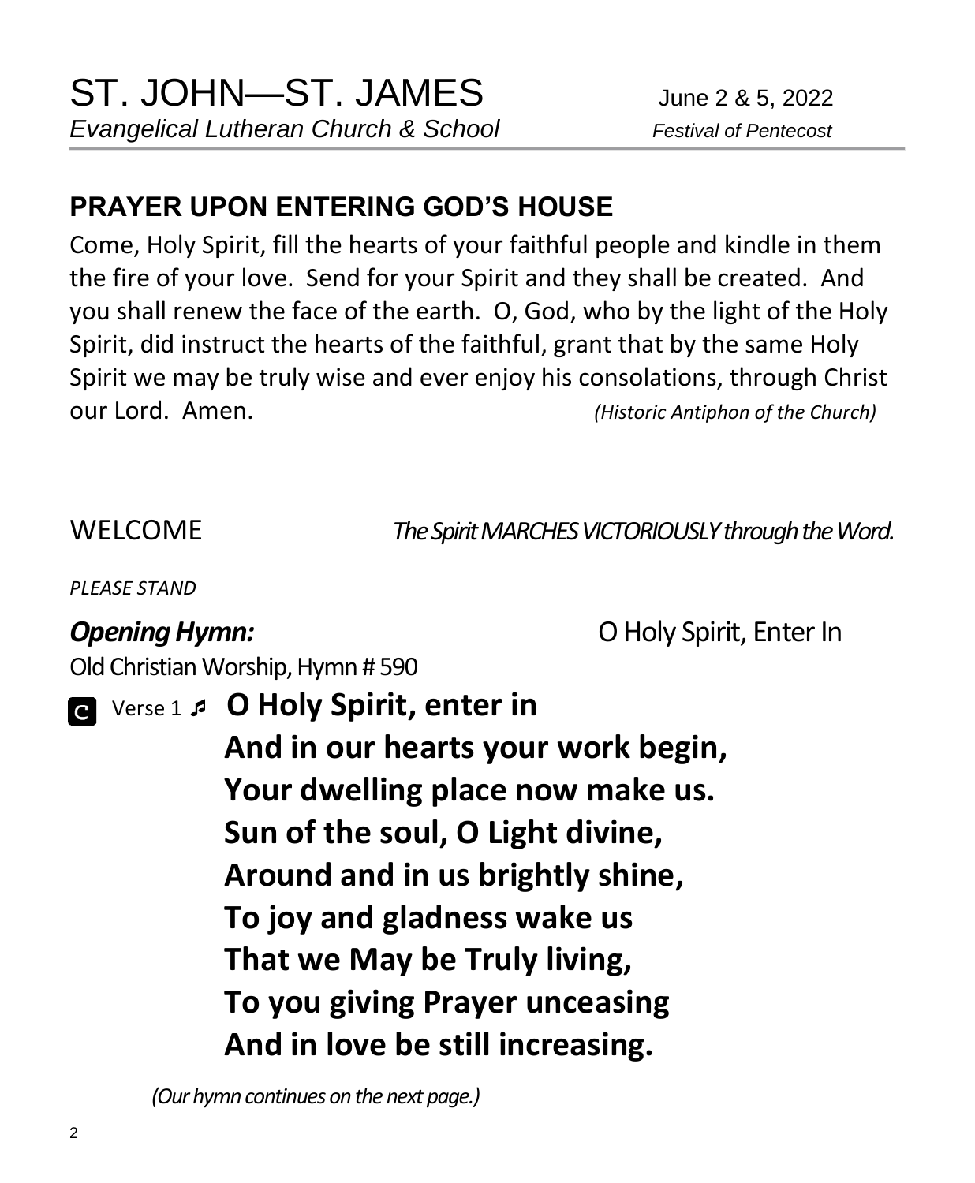# ST. JOHN—ST. JAMES

*Evangelical Lutheran Church & School*

June 2 & 5, 2022
*Festival of Pentecost*

## PRAYER UPON ENTERING GOD'S HOUSE

Come, Holy Spirit, fill the hearts of your faithful people and kindle in them the fire of your love. Send for your Spirit and they shall be created. And you shall renew the face of the earth. O, God, who by the light of the Holy Spirit, did instruct the hearts of the faithful, grant that by the same Holy Spirit we may be truly wise and ever enjoy his consolations, through Christ our Lord. Amen. *(Historic Antiphon of the Church)*

WELCOME *The Spirit MARCHES VICTORIOUSLY through the Word.*

*PLEASE STAND*

***Opening Hymn:*** O Holy Spirit, Enter In

Old Christian Worship, Hymn # 590

**C** Verse 1 ♬ **O Holy Spirit, enter in**
**And in our hearts your work begin,**
**Your dwelling place now make us.**
**Sun of the soul, O Light divine,**
**Around and in us brightly shine,**
**To joy and gladness wake us**
**That we May be Truly living,**
**To you giving Prayer unceasing**
**And in love be still increasing.**

*(Our hymn continues on the next page.)*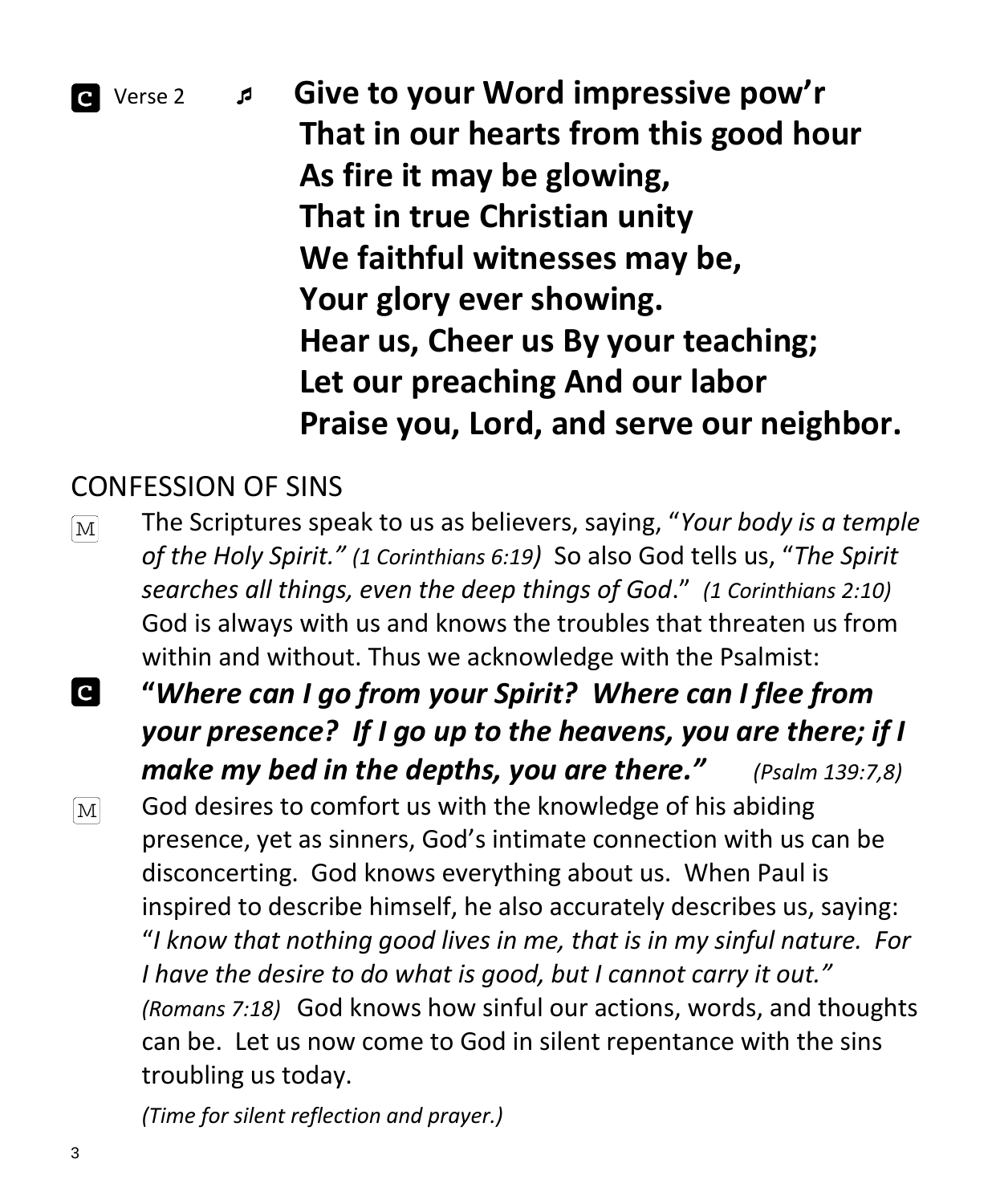**C** Verse 2 ♬ **Give to your Word impressive pow'r**
**That in our hearts from this good hour**
**As fire it may be glowing,**
**That in true Christian unity**
**We faithful witnesses may be,**
**Your glory ever showing.**
**Hear us, Cheer us By your teaching;**
**Let our preaching And our labor**
**Praise you, Lord, and serve our neighbor.**

## CONFESSION OF SINS

M The Scriptures speak to us as believers, saying, "*Your body is a temple of the Holy Spirit." (1 Corinthians 6:19)* So also God tells us, "*The Spirit searches all things, even the deep things of God*." *(1 Corinthians 2:10)* God is always with us and knows the troubles that threaten us from within and without. Thus we acknowledge with the Psalmist:

**C** ***"Where can I go from your Spirit? Where can I flee from your presence? If I go up to the heavens, you are there; if I make my bed in the depths, you are there."*** *(Psalm 139:7,8)*

M God desires to comfort us with the knowledge of his abiding presence, yet as sinners, God's intimate connection with us can be disconcerting. God knows everything about us. When Paul is inspired to describe himself, he also accurately describes us, saying: "*I know that nothing good lives in me, that is in my sinful nature. For I have the desire to do what is good, but I cannot carry it out." (Romans 7:18)* God knows how sinful our actions, words, and thoughts can be. Let us now come to God in silent repentance with the sins troubling us today.

*(Time for silent reflection and prayer.)*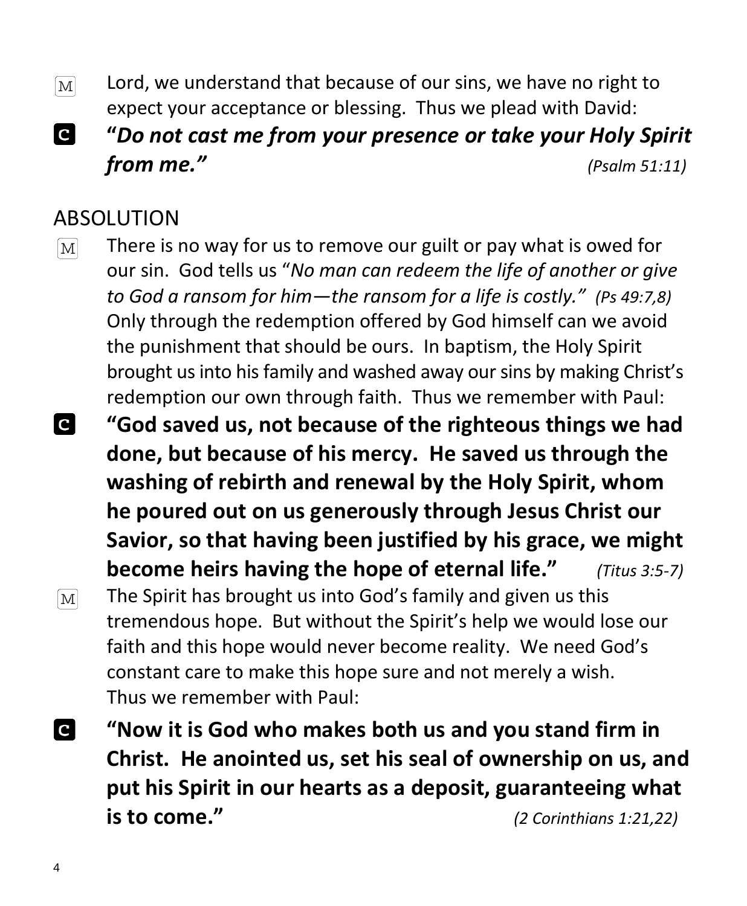M Lord, we understand that because of our sins, we have no right to expect your acceptance or blessing. Thus we plead with David:

**C** ***"Do not cast me from your presence or take your Holy Spirit from me."*** *(Psalm 51:11)*

## ABSOLUTION

M There is no way for us to remove our guilt or pay what is owed for our sin. God tells us "*No man can redeem the life of another or give to God a ransom for him—the ransom for a life is costly." (Ps 49:7,8)* Only through the redemption offered by God himself can we avoid the punishment that should be ours. In baptism, the Holy Spirit brought us into his family and washed away our sins by making Christ's redemption our own through faith. Thus we remember with Paul:

**C** **"God saved us, not because of the righteous things we had done, but because of his mercy. He saved us through the washing of rebirth and renewal by the Holy Spirit, whom he poured out on us generously through Jesus Christ our Savior, so that having been justified by his grace, we might become heirs having the hope of eternal life."** *(Titus 3:5-7)*

M The Spirit has brought us into God's family and given us this tremendous hope. But without the Spirit's help we would lose our faith and this hope would never become reality. We need God's constant care to make this hope sure and not merely a wish. Thus we remember with Paul:

**C** **"Now it is God who makes both us and you stand firm in Christ. He anointed us, set his seal of ownership on us, and put his Spirit in our hearts as a deposit, guaranteeing what is to come."** *(2 Corinthians 1:21,22)*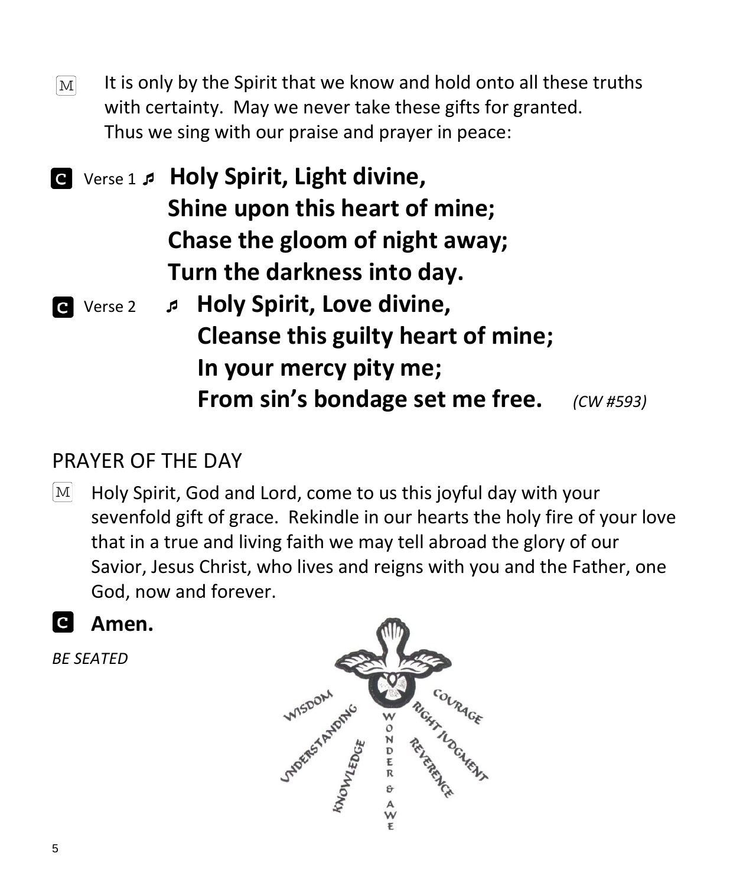M It is only by the Spirit that we know and hold onto all these truths with certainty. May we never take these gifts for granted. Thus we sing with our praise and prayer in peace:

C Verse 1 ♬ **Holy Spirit, Light divine,**
**Shine upon this heart of mine;**
**Chase the gloom of night away;**
**Turn the darkness into day.**

C Verse 2 ♬ **Holy Spirit, Love divine,**
**Cleanse this guilty heart of mine;**
**In your mercy pity me;**
**From sin's bondage set me free.** *(CW #593)*

## PRAYER OF THE DAY

M Holy Spirit, God and Lord, come to us this joyful day with your sevenfold gift of grace. Rekindle in our hearts the holy fire of your love that in a true and living faith we may tell abroad the glory of our Savior, Jesus Christ, who lives and reigns with you and the Father, one God, now and forever.

C **Amen.**

*BE SEATED*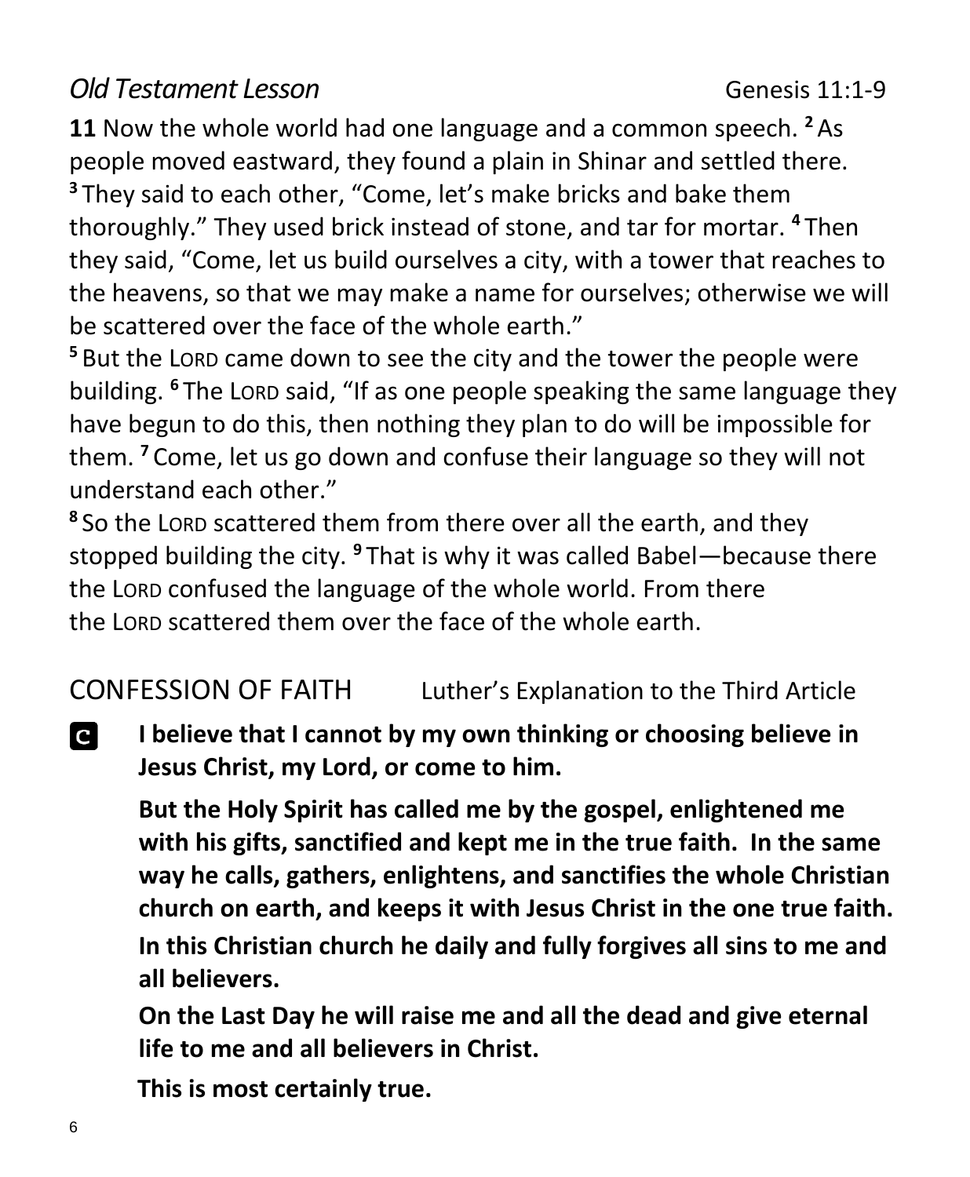## *Old Testament Lesson* Genesis 11:1-9

**11** Now the whole world had one language and a common speech. [2] As people moved eastward, they found a plain in Shinar and settled there. [3] They said to each other, "Come, let's make bricks and bake them thoroughly." They used brick instead of stone, and tar for mortar. [4] Then they said, "Come, let us build ourselves a city, with a tower that reaches to the heavens, so that we may make a name for ourselves; otherwise we will be scattered over the face of the whole earth."

[5] But the LORD came down to see the city and the tower the people were building. [6] The LORD said, "If as one people speaking the same language they have begun to do this, then nothing they plan to do will be impossible for them. [7] Come, let us go down and confuse their language so they will not understand each other."

[8] So the LORD scattered them from there over all the earth, and they stopped building the city. [9] That is why it was called Babel—because there the LORD confused the language of the whole world. From there the LORD scattered them over the face of the whole earth.

## CONFESSION OF FAITH Luther's Explanation to the Third Article

**C** **I believe that I cannot by my own thinking or choosing believe in Jesus Christ, my Lord, or come to him.**

**But the Holy Spirit has called me by the gospel, enlightened me with his gifts, sanctified and kept me in the true faith. In the same way he calls, gathers, enlightens, and sanctifies the whole Christian church on earth, and keeps it with Jesus Christ in the one true faith.**

**In this Christian church he daily and fully forgives all sins to me and all believers.**

**On the Last Day he will raise me and all the dead and give eternal life to me and all believers in Christ.**

**This is most certainly true.**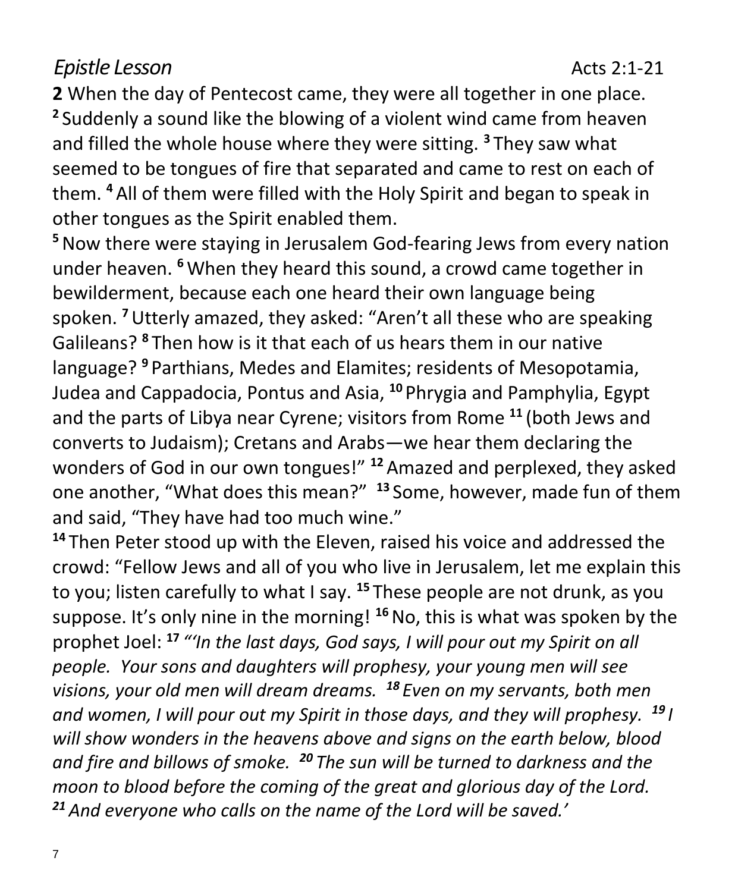*Epistle Lesson* Acts 2:1-21

**2** When the day of Pentecost came, they were all together in one place. **2** Suddenly a sound like the blowing of a violent wind came from heaven and filled the whole house where they were sitting. **3** They saw what seemed to be tongues of fire that separated and came to rest on each of them. **4** All of them were filled with the Holy Spirit and began to speak in other tongues as the Spirit enabled them.

**5** Now there were staying in Jerusalem God-fearing Jews from every nation under heaven. **6** When they heard this sound, a crowd came together in bewilderment, because each one heard their own language being spoken. **7** Utterly amazed, they asked: "Aren't all these who are speaking Galileans? **8** Then how is it that each of us hears them in our native language? **9** Parthians, Medes and Elamites; residents of Mesopotamia, Judea and Cappadocia, Pontus and Asia, **10** Phrygia and Pamphylia, Egypt and the parts of Libya near Cyrene; visitors from Rome **11** (both Jews and converts to Judaism); Cretans and Arabs—we hear them declaring the wonders of God in our own tongues!" **12** Amazed and perplexed, they asked one another, "What does this mean?" **13** Some, however, made fun of them and said, "They have had too much wine."

**14** Then Peter stood up with the Eleven, raised his voice and addressed the crowd: "Fellow Jews and all of you who live in Jerusalem, let me explain this to you; listen carefully to what I say. **15** These people are not drunk, as you suppose. It's only nine in the morning! **16** No, this is what was spoken by the prophet Joel: ***17*** *"'In the last days, God says, I will pour out my Spirit on all people. Your sons and daughters will prophesy, your young men will see visions, your old men will dream dreams.* ***18*** *Even on my servants, both men and women, I will pour out my Spirit in those days, and they will prophesy.* ***19*** *I will show wonders in the heavens above and signs on the earth below, blood and fire and billows of smoke.* ***20*** *The sun will be turned to darkness and the moon to blood before the coming of the great and glorious day of the Lord.* ***21*** *And everyone who calls on the name of the Lord will be saved.'*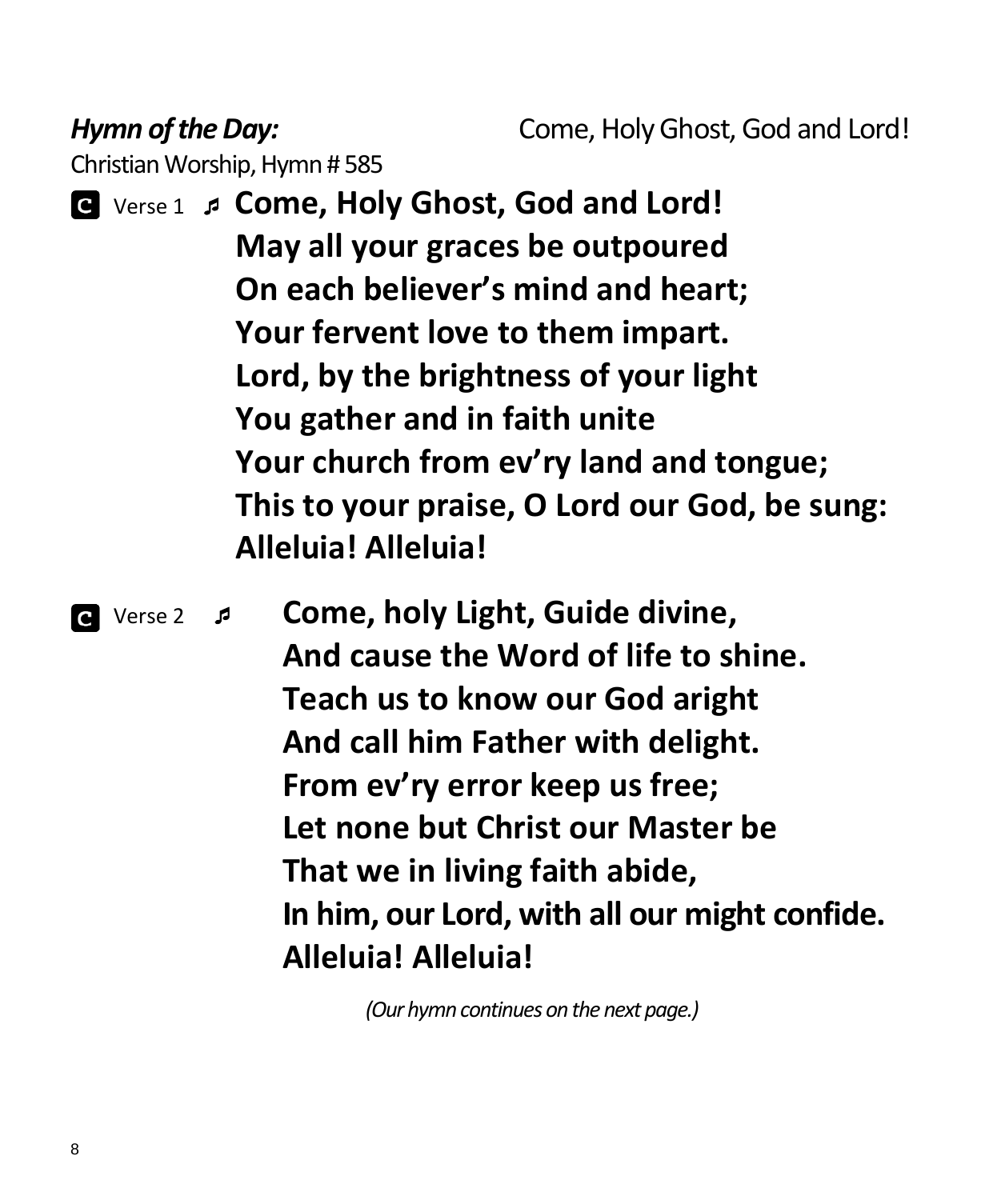***Hymn of the Day:*** Come, Holy Ghost, God and Lord!

Christian Worship, Hymn # 585

**C** Verse 1 ♬ **Come, Holy Ghost, God and Lord!**
**May all your graces be outpoured**
**On each believer's mind and heart;**
**Your fervent love to them impart.**
**Lord, by the brightness of your light**
**You gather and in faith unite**
**Your church from ev'ry land and tongue;**
**This to your praise, O Lord our God, be sung:**
**Alleluia! Alleluia!**

**C** Verse 2 ♬ **Come, holy Light, Guide divine,**
**And cause the Word of life to shine.**
**Teach us to know our God aright**
**And call him Father with delight.**
**From ev'ry error keep us free;**
**Let none but Christ our Master be**
**That we in living faith abide,**
**In him, our Lord, with all our might confide.**
**Alleluia! Alleluia!**

*(Our hymn continues on the next page.)*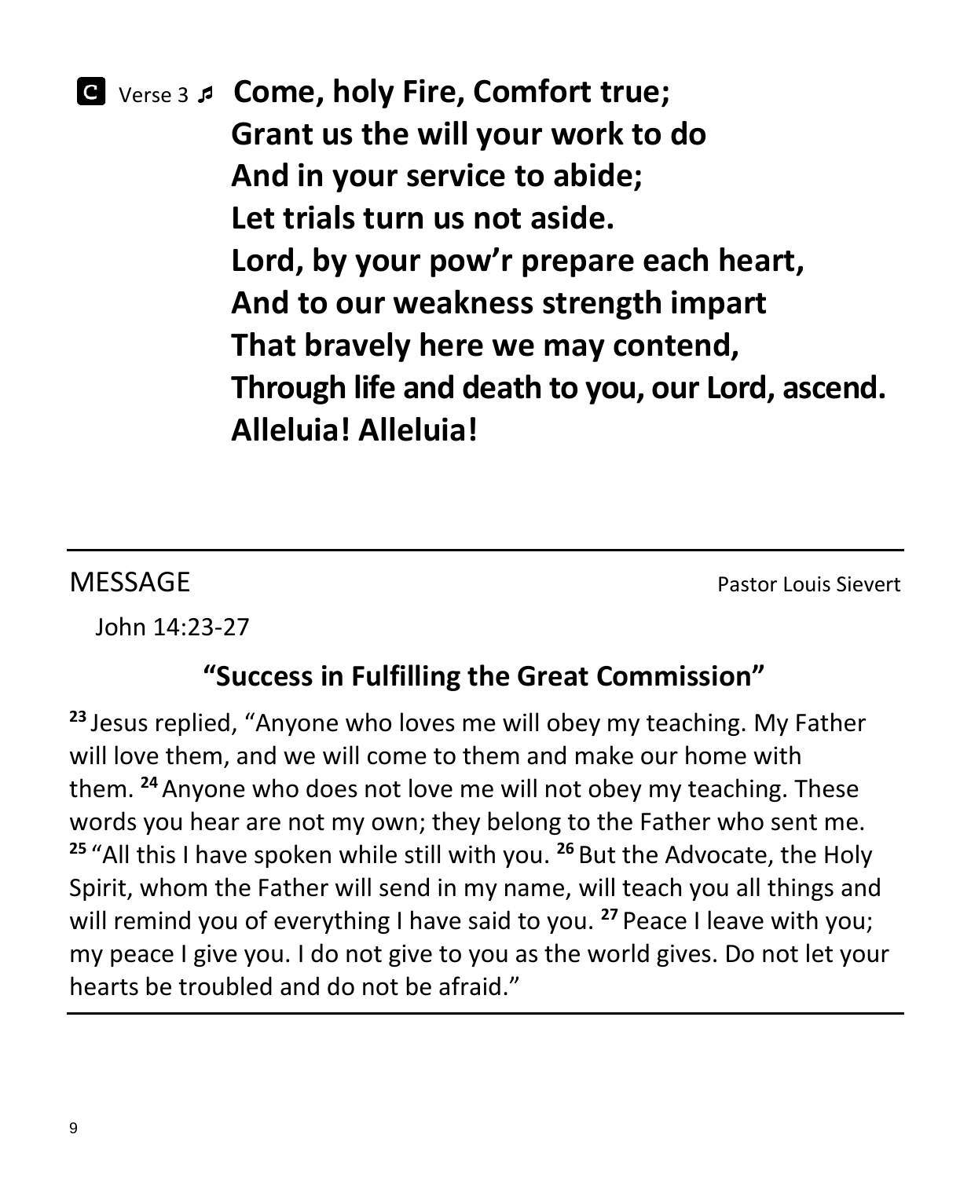**C** Verse 3 ♪ **Come, holy Fire, Comfort true;**
**Grant us the will your work to do**
**And in your service to abide;**
**Let trials turn us not aside.**
**Lord, by your pow'r prepare each heart,**
**And to our weakness strength impart**
**That bravely here we may contend,**
**Through life and death to you, our Lord, ascend.**
**Alleluia! Alleluia!**

---

## MESSAGE

Pastor Louis Sievert

John 14:23-27

### "Success in Fulfilling the Great Commission"

**23** Jesus replied, "Anyone who loves me will obey my teaching. My Father will love them, and we will come to them and make our home with them. **24** Anyone who does not love me will not obey my teaching. These words you hear are not my own; they belong to the Father who sent me. **25** "All this I have spoken while still with you. **26** But the Advocate, the Holy Spirit, whom the Father will send in my name, will teach you all things and will remind you of everything I have said to you. **27** Peace I leave with you; my peace I give you. I do not give to you as the world gives. Do not let your hearts be troubled and do not be afraid."

---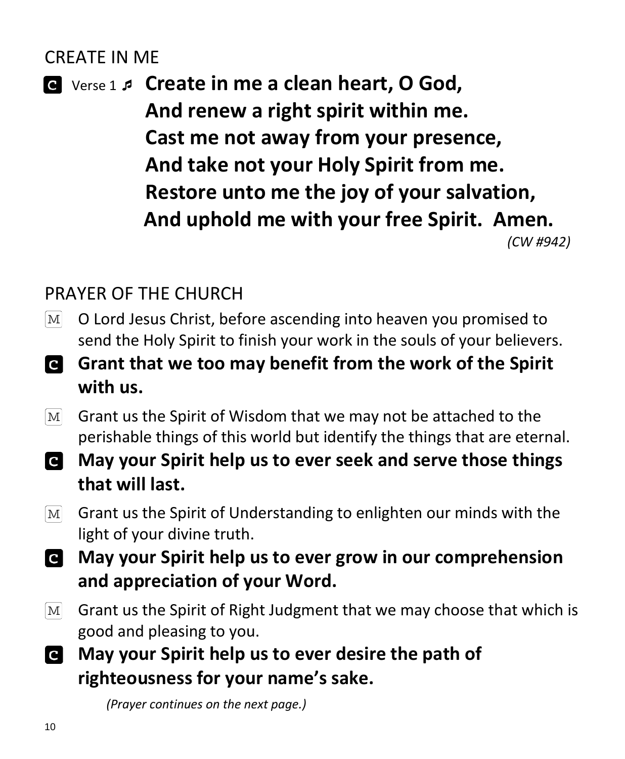## CREATE IN ME

**C** Verse 1 ♫ **Create in me a clean heart, O God,**
**And renew a right spirit within me.**
**Cast me not away from your presence,**
**And take not your Holy Spirit from me.**
**Restore unto me the joy of your salvation,**
**And uphold me with your free Spirit. Amen.**

*(CW #942)*

## PRAYER OF THE CHURCH

M O Lord Jesus Christ, before ascending into heaven you promised to send the Holy Spirit to finish your work in the souls of your believers.

**C Grant that we too may benefit from the work of the Spirit with us.**

M Grant us the Spirit of Wisdom that we may not be attached to the perishable things of this world but identify the things that are eternal.

**C May your Spirit help us to ever seek and serve those things that will last.**

M Grant us the Spirit of Understanding to enlighten our minds with the light of your divine truth.

**C May your Spirit help us to ever grow in our comprehension and appreciation of your Word.**

M Grant us the Spirit of Right Judgment that we may choose that which is good and pleasing to you.

**C May your Spirit help us to ever desire the path of righteousness for your name's sake.**

*(Prayer continues on the next page.)*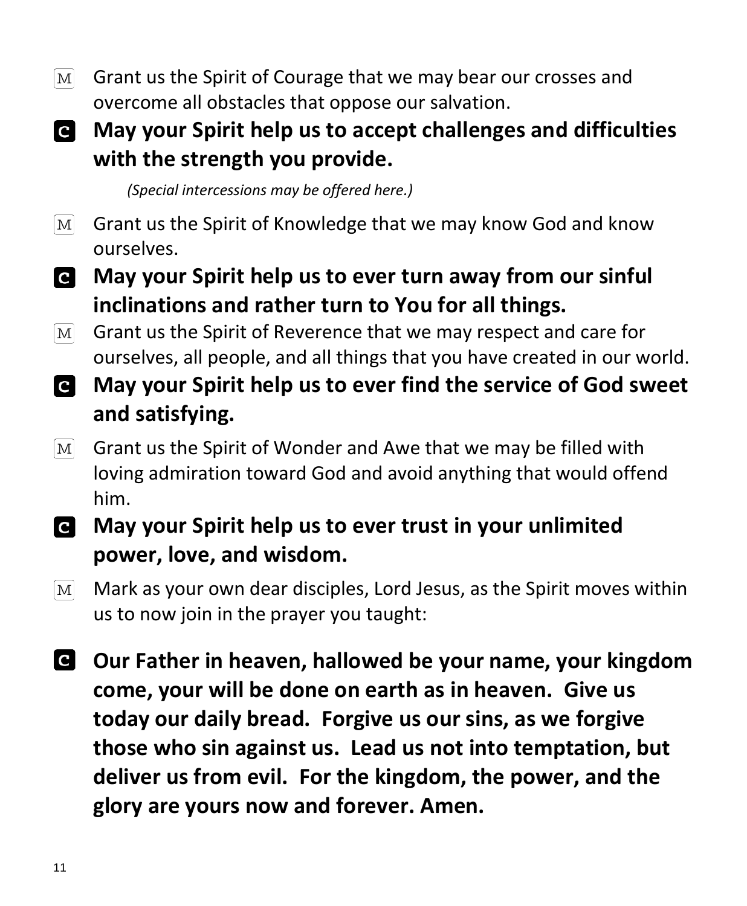M Grant us the Spirit of Courage that we may bear our crosses and overcome all obstacles that oppose our salvation.

**C May your Spirit help us to accept challenges and difficulties with the strength you provide.**

*(Special intercessions may be offered here.)*

M Grant us the Spirit of Knowledge that we may know God and know ourselves.

**C May your Spirit help us to ever turn away from our sinful inclinations and rather turn to You for all things.**

M Grant us the Spirit of Reverence that we may respect and care for ourselves, all people, and all things that you have created in our world.

**C May your Spirit help us to ever find the service of God sweet and satisfying.**

M Grant us the Spirit of Wonder and Awe that we may be filled with loving admiration toward God and avoid anything that would offend him.

**C May your Spirit help us to ever trust in your unlimited power, love, and wisdom.**

M Mark as your own dear disciples, Lord Jesus, as the Spirit moves within us to now join in the prayer you taught:

**C Our Father in heaven, hallowed be your name, your kingdom come, your will be done on earth as in heaven. Give us today our daily bread. Forgive us our sins, as we forgive those who sin against us. Lead us not into temptation, but deliver us from evil. For the kingdom, the power, and the glory are yours now and forever. Amen.**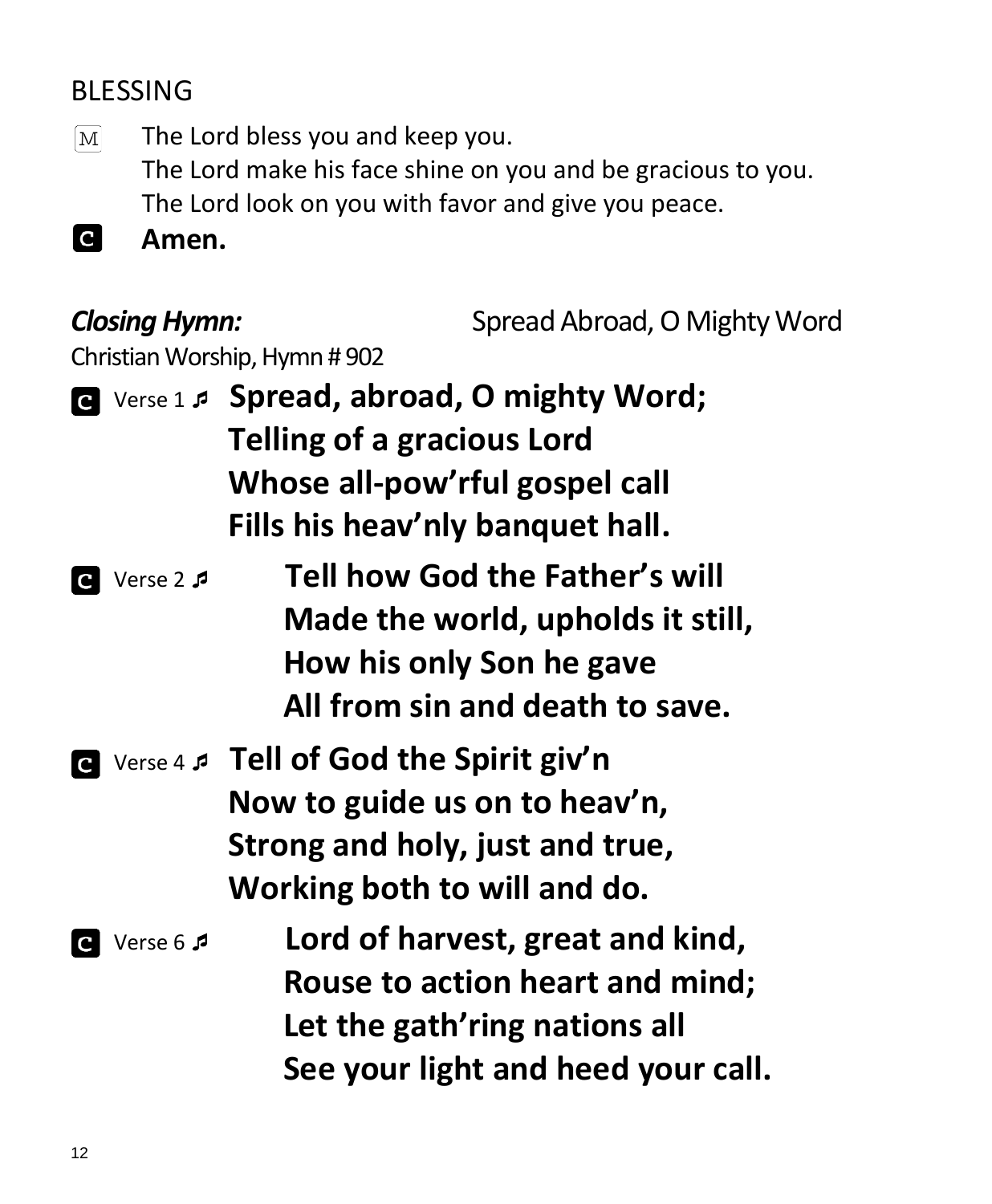## BLESSING

M The Lord bless you and keep you.
The Lord make his face shine on you and be gracious to you.
The Lord look on you with favor and give you peace.

C **Amen.**

***Closing Hymn:*** Spread Abroad, O Mighty Word
Christian Worship, Hymn # 902

C Verse 1 ♬ **Spread, abroad, O mighty Word;**
**Telling of a gracious Lord**
**Whose all-pow'rful gospel call**
**Fills his heav'nly banquet hall.**

C Verse 2 ♬ **Tell how God the Father's will**
**Made the world, upholds it still,**
**How his only Son he gave**
**All from sin and death to save.**

C Verse 4 ♬ **Tell of God the Spirit giv'n**
**Now to guide us on to heav'n,**
**Strong and holy, just and true,**
**Working both to will and do.**

C Verse 6 ♬ **Lord of harvest, great and kind,**
**Rouse to action heart and mind;**
**Let the gath'ring nations all**
**See your light and heed your call.**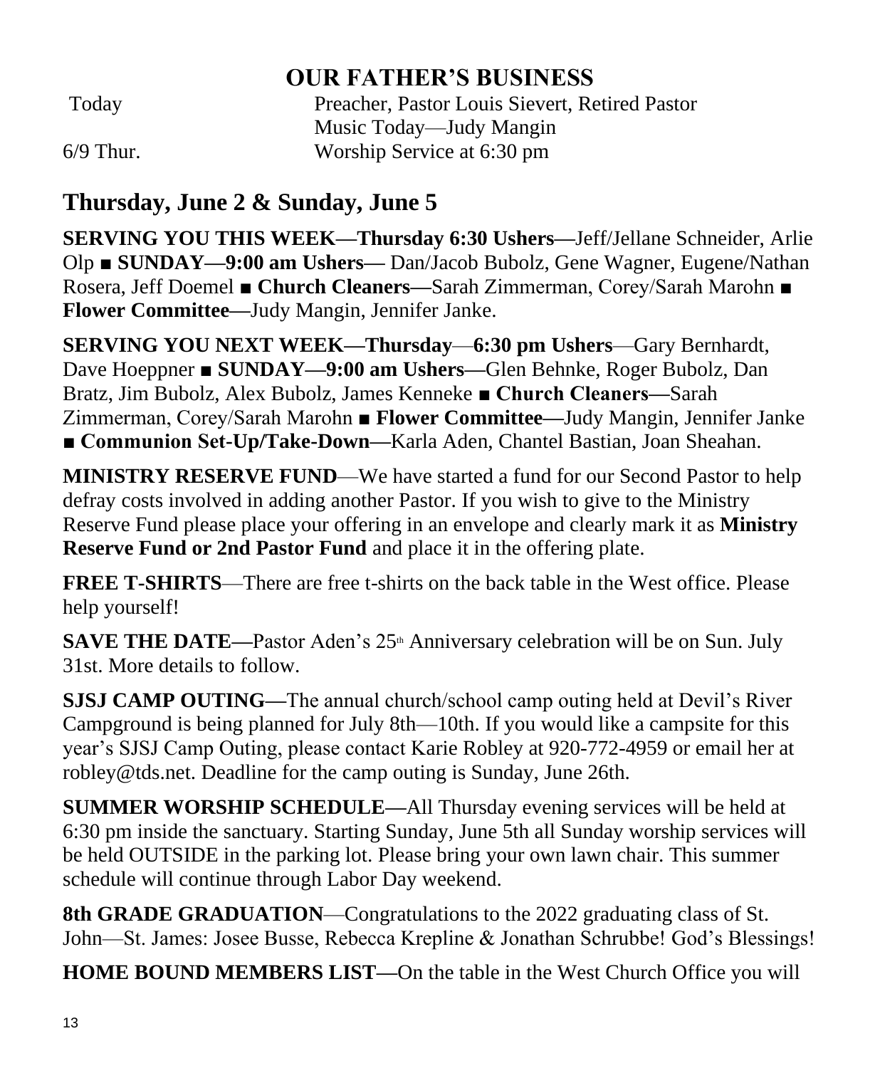## OUR FATHER'S BUSINESS

| | |
|---|---|
| Today | Preacher, Pastor Louis Sievert, Retired Pastor |
| | Music Today—Judy Mangin |
| 6/9 Thur. | Worship Service at 6:30 pm |

## Thursday, June 2 & Sunday, June 5

**SERVING YOU THIS WEEK—Thursday 6:30 Ushers—**Jeff/Jellane Schneider, Arlie Olp ■ **SUNDAY—9:00 am Ushers—** Dan/Jacob Bubolz, Gene Wagner, Eugene/Nathan Rosera, Jeff Doemel ■ **Church Cleaners—**Sarah Zimmerman, Corey/Sarah Marohn ■ **Flower Committee—**Judy Mangin, Jennifer Janke.

**SERVING YOU NEXT WEEK—Thursday**—**6:30 pm Ushers**—Gary Bernhardt, Dave Hoeppner ■ **SUNDAY—9:00 am Ushers—**Glen Behnke, Roger Bubolz, Dan Bratz, Jim Bubolz, Alex Bubolz, James Kenneke ■ **Church Cleaners—**Sarah Zimmerman, Corey/Sarah Marohn ■ **Flower Committee—**Judy Mangin, Jennifer Janke ■ **Communion Set-Up/Take-Down—**Karla Aden, Chantel Bastian, Joan Sheahan.

**MINISTRY RESERVE FUND**—We have started a fund for our Second Pastor to help defray costs involved in adding another Pastor. If you wish to give to the Ministry Reserve Fund please place your offering in an envelope and clearly mark it as **Ministry Reserve Fund or 2nd Pastor Fund** and place it in the offering plate.

**FREE T-SHIRTS**—There are free t-shirts on the back table in the West office. Please help yourself!

**SAVE THE DATE—**Pastor Aden's 25th Anniversary celebration will be on Sun. July 31st. More details to follow.

**SJSJ CAMP OUTING—**The annual church/school camp outing held at Devil's River Campground is being planned for July 8th—10th. If you would like a campsite for this year's SJSJ Camp Outing, please contact Karie Robley at 920-772-4959 or email her at robley@tds.net. Deadline for the camp outing is Sunday, June 26th.

**SUMMER WORSHIP SCHEDULE—**All Thursday evening services will be held at 6:30 pm inside the sanctuary. Starting Sunday, June 5th all Sunday worship services will be held OUTSIDE in the parking lot. Please bring your own lawn chair. This summer schedule will continue through Labor Day weekend.

**8th GRADE GRADUATION**—Congratulations to the 2022 graduating class of St. John—St. James: Josee Busse, Rebecca Krepline & Jonathan Schrubbe! God's Blessings!

**HOME BOUND MEMBERS LIST—**On the table in the West Church Office you will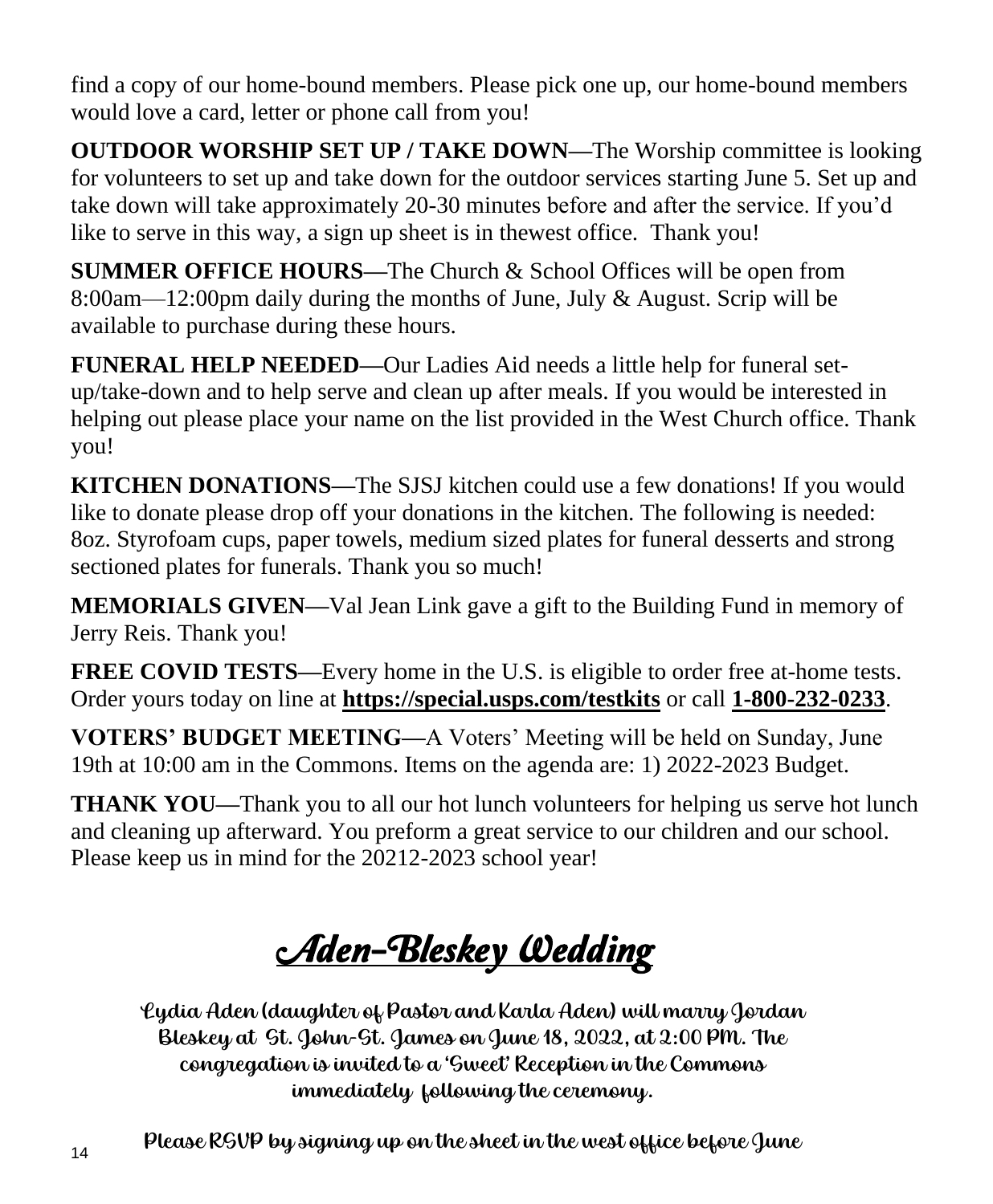find a copy of our home-bound members. Please pick one up, our home-bound members would love a card, letter or phone call from you!

**OUTDOOR WORSHIP SET UP / TAKE DOWN—**The Worship committee is looking for volunteers to set up and take down for the outdoor services starting June 5. Set up and take down will take approximately 20-30 minutes before and after the service. If you'd like to serve in this way, a sign up sheet is in thewest office. Thank you!

**SUMMER OFFICE HOURS—**The Church & School Offices will be open from 8:00am—12:00pm daily during the months of June, July & August. Scrip will be available to purchase during these hours.

**FUNERAL HELP NEEDED—**Our Ladies Aid needs a little help for funeral set-up/take-down and to help serve and clean up after meals. If you would be interested in helping out please place your name on the list provided in the West Church office. Thank you!

**KITCHEN DONATIONS—**The SJSJ kitchen could use a few donations! If you would like to donate please drop off your donations in the kitchen. The following is needed: 8oz. Styrofoam cups, paper towels, medium sized plates for funeral desserts and strong sectioned plates for funerals. Thank you so much!

**MEMORIALS GIVEN—**Val Jean Link gave a gift to the Building Fund in memory of Jerry Reis. Thank you!

**FREE COVID TESTS—**Every home in the U.S. is eligible to order free at-home tests. Order yours today on line at **https://special.usps.com/testkits** or call **1-800-232-0233**.

**VOTERS' BUDGET MEETING—**A Voters' Meeting will be held on Sunday, June 19th at 10:00 am in the Commons. Items on the agenda are: 1) 2022-2023 Budget.

**THANK YOU—**Thank you to all our hot lunch volunteers for helping us serve hot lunch and cleaning up afterward. You preform a great service to our children and our school. Please keep us in mind for the 20212-2023 school year!

# *Aden-Bleskey Wedding*

Lydia Aden (daughter of Pastor and Karla Aden) will marry Jordan Bleskey at St. John-St. James on June 18, 2022, at 2:00 PM. The congregation is invited to a 'Sweet' Reception in the Commons immediately following the ceremony.

Please RSVP by signing up on the sheet in the west office before June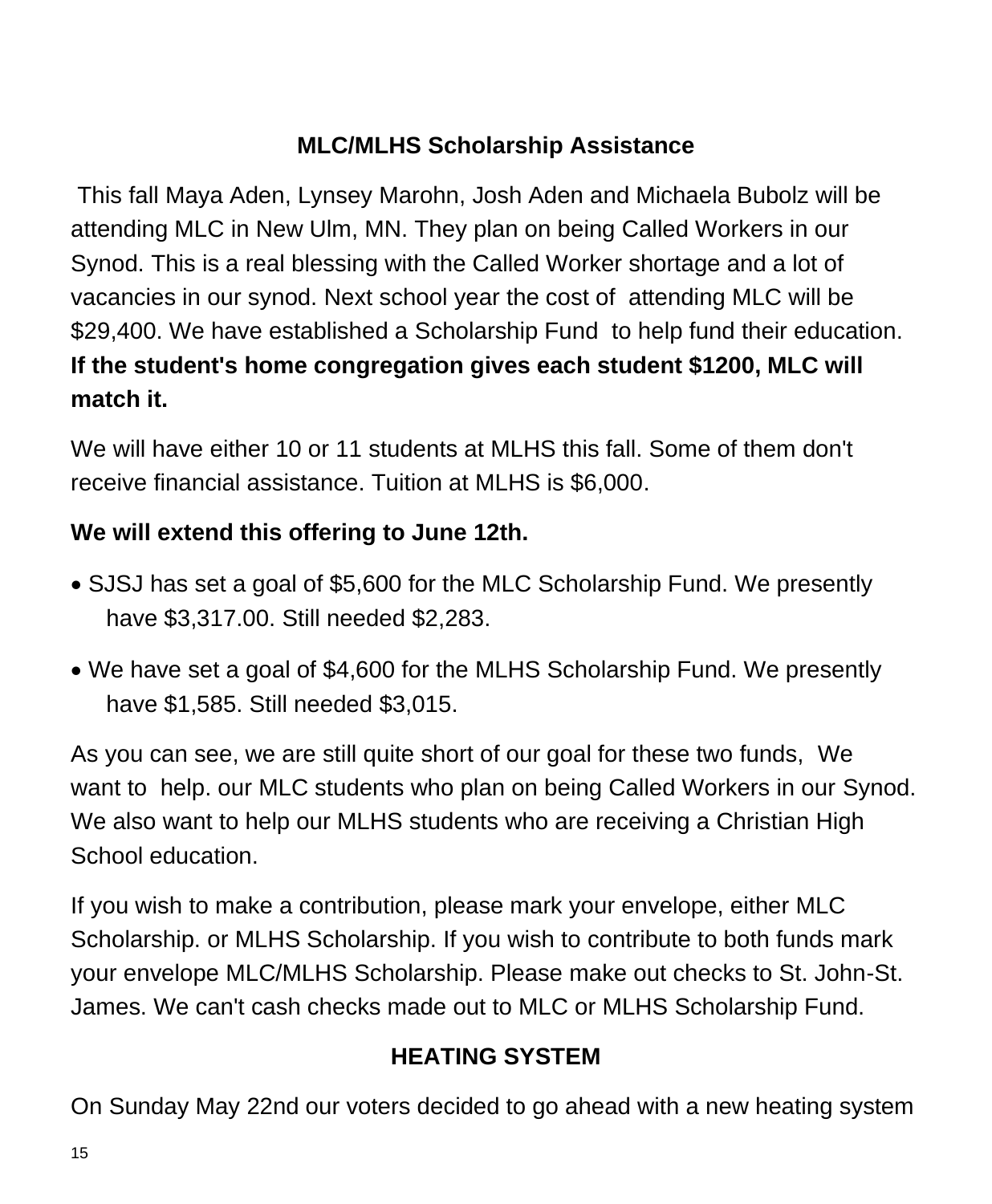## MLC/MLHS Scholarship Assistance

This fall Maya Aden, Lynsey Marohn, Josh Aden and Michaela Bubolz will be attending MLC in New Ulm, MN. They plan on being Called Workers in our Synod. This is a real blessing with the Called Worker shortage and a lot of vacancies in our synod. Next school year the cost of attending MLC will be $29,400. We have established a Scholarship Fund to help fund their education. **If the student's home congregation gives each student $1200, MLC will match it.**

We will have either 10 or 11 students at MLHS this fall. Some of them don't receive financial assistance. Tuition at MLHS is $6,000.

**We will extend this offering to June 12th.**

- SJSJ has set a goal of $5,600 for the MLC Scholarship Fund. We presently have $3,317.00. Still needed $2,283.
- We have set a goal of $4,600 for the MLHS Scholarship Fund. We presently have $1,585. Still needed $3,015.

As you can see, we are still quite short of our goal for these two funds, We want to help. our MLC students who plan on being Called Workers in our Synod. We also want to help our MLHS students who are receiving a Christian High School education.

If you wish to make a contribution, please mark your envelope, either MLC Scholarship. or MLHS Scholarship. If you wish to contribute to both funds mark your envelope MLC/MLHS Scholarship. Please make out checks to St. John-St. James. We can't cash checks made out to MLC or MLHS Scholarship Fund.

## HEATING SYSTEM

On Sunday May 22nd our voters decided to go ahead with a new heating system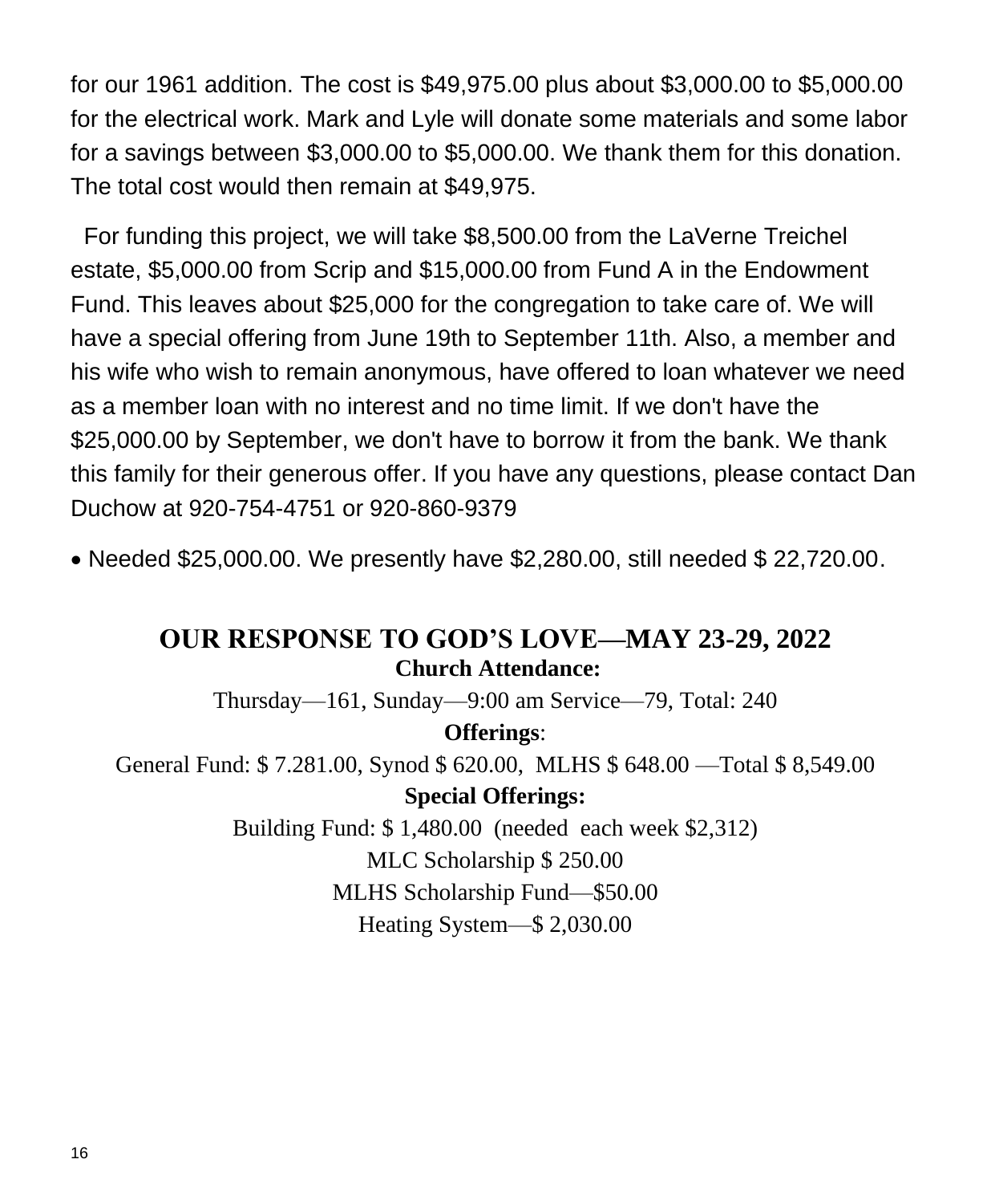for our 1961 addition. The cost is $49,975.00 plus about $3,000.00 to $5,000.00 for the electrical work. Mark and Lyle will donate some materials and some labor for a savings between $3,000.00 to $5,000.00. We thank them for this donation. The total cost would then remain at $49,975.

For funding this project, we will take $8,500.00 from the LaVerne Treichel estate, $5,000.00 from Scrip and $15,000.00 from Fund A in the Endowment Fund. This leaves about $25,000 for the congregation to take care of. We will have a special offering from June 19th to September 11th. Also, a member and his wife who wish to remain anonymous, have offered to loan whatever we need as a member loan with no interest and no time limit. If we don't have the $25,000.00 by September, we don't have to borrow it from the bank. We thank this family for their generous offer. If you have any questions, please contact Dan Duchow at 920-754-4751 or 920-860-9379

- Needed $25,000.00. We presently have $2,280.00, still needed $ 22,720.00.

## OUR RESPONSE TO GOD'S LOVE—MAY 23-29, 2022

**Church Attendance:**

Thursday—161, Sunday—9:00 am Service—79, Total: 240

**Offerings**:

General Fund: $ 7.281.00, Synod $ 620.00, MLHS $ 648.00 —Total $ 8,549.00

**Special Offerings:**

Building Fund: $ 1,480.00 (needed each week $2,312)

MLC Scholarship $ 250.00

MLHS Scholarship Fund—$50.00

Heating System—$ 2,030.00